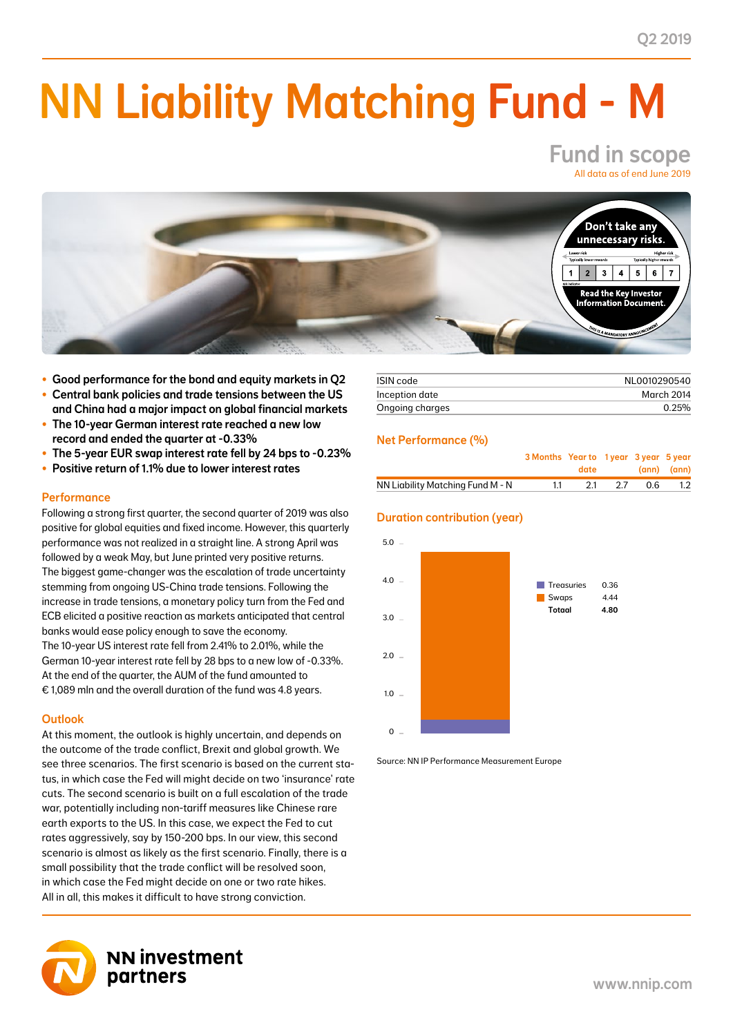Q2 2019

# NN Liability Matching Fund - M

## Fund in scope

All data as of end June 2019

Don't take any unnecessary risks.

Read the Key Investor Information Document.

- Good performance for the bond and equity markets in Q2
- Central bank policies and trade tensions between the US and China had a major impact on global financial markets
- The 10-year German interest rate reached a new low record and ended the quarter at -0.33%
- The 5-year EUR swap interest rate fell by 24 bps to -0.23%
- Positive return of 1.1% due to lower interest rates

### Performance

Following a strong first quarter, the second quarter of 2019 was also positive for global equities and fixed income. However, this quarterly performance was not realized in a straight line. A strong April was followed by a weak May, but June printed very positive returns. The biggest game-changer was the escalation of trade uncertainty stemming from ongoing US-China trade tensions. Following the increase in trade tensions, a monetary policy turn from the Fed and ECB elicited a positive reaction as markets anticipated that central banks would ease policy enough to save the economy.
The 10-year US interest rate fell from 2.41% to 2.01%, while the German 10-year interest rate fell by 28 bps to a new low of -0.33%. At the end of the quarter, the AUM of the fund amounted to € 1,089 mln and the overall duration of the fund was 4.8 years.

### Outlook

At this moment, the outlook is highly uncertain, and depends on the outcome of the trade conflict, Brexit and global growth. We see three scenarios. The first scenario is based on the current status, in which case the Fed will might decide on two 'insurance' rate cuts. The second scenario is built on a full escalation of the trade war, potentially including non-tariff measures like Chinese rare earth exports to the US. In this case, we expect the Fed to cut rates aggressively, say by 150-200 bps. In our view, this second scenario is almost as likely as the first scenario. Finally, there is a small possibility that the trade conflict will be resolved soon, in which case the Fed might decide on one or two rate hikes. All in all, this makes it difficult to have strong conviction.

| | |
|---|---|
| ISIN code | NL0010290540 |
| Inception date | March 2014 |
| Ongoing charges | 0.25% |

### Net Performance (%)

| | 3 Months | Year to date | 1 year | 3 year (ann) | 5 year (ann) |
|---|---|---|---|---|---|
| NN Liability Matching Fund M - N | 1.1 | 2.1 | 2.7 | 0.6 | 1.2 |

### Duration contribution (year)

| | |
|---|---|
| Treasuries | 0.36 |
| Swaps | 4.44 |
| **Totaal** | **4.80** |

Source: NN IP Performance Measurement Europe

NN investment partners

www.nnip.com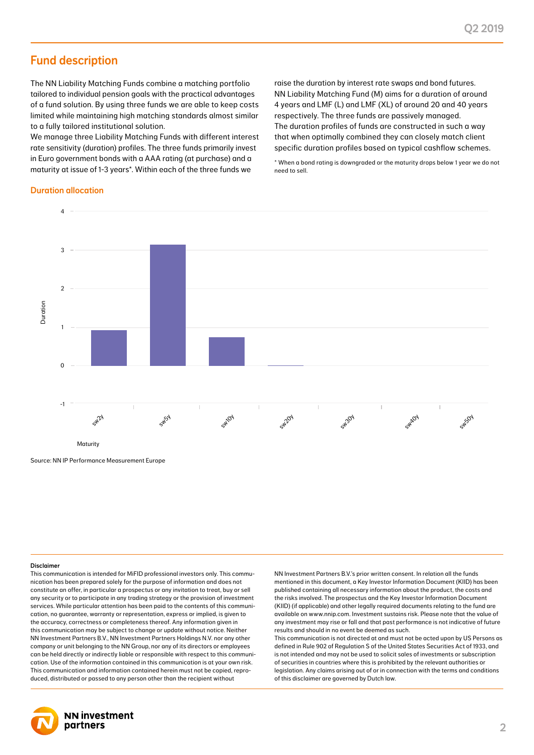## Fund description

The NN Liability Matching Funds combine a matching portfolio tailored to individual pension goals with the practical advantages of a fund solution. By using three funds we are able to keep costs limited while maintaining high matching standards almost similar to a fully tailored institutional solution.

We manage three Liability Matching Funds with different interest rate sensitivity (duration) profiles. The three funds primarily invest in Euro government bonds with a AAA rating (at purchase) and a maturity at issue of 1-3 years*. Within each of the three funds we raise the duration by interest rate swaps and bond futures. NN Liability Matching Fund (M) aims for a duration of around 4 years and LMF (L) and LMF (XL) of around 20 and 40 years respectively. The three funds are passively managed.

The duration profiles of funds are constructed in such a way that when optimally combined they can closely match client specific duration profiles based on typical cashflow schemes.

\* When a bond rating is downgraded or the maturity drops below 1 year we do not need to sell.

### Duration allocation

Duration

4
3
2
1
0
-1

sw2y
sw5y
sw10y
sw20y
sw30y
sw40y
sw50y

Maturity

Source: NN IP Performance Measurement Europe

**Disclaimer**

This communication is intended for MiFID professional investors only. This communication has been prepared solely for the purpose of information and does not constitute an offer, in particular a prospectus or any invitation to treat, buy or sell any security or to participate in any trading strategy or the provision of investment services. While particular attention has been paid to the contents of this communication, no guarantee, warranty or representation, express or implied, is given to the accuracy, correctness or completeness thereof. Any information given in this communication may be subject to change or update without notice. Neither NN Investment Partners B.V., NN Investment Partners Holdings N.V. nor any other company or unit belonging to the NN Group, nor any of its directors or employees can be held directly or indirectly liable or responsible with respect to this communication. Use of the information contained in this communication is at your own risk. This communication and information contained herein must not be copied, reproduced, distributed or passed to any person other than the recipient without NN Investment Partners B.V.'s prior written consent. In relation all the funds mentioned in this document, a Key Investor Information Document (KIID) has been published containing all necessary information about the product, the costs and the risks involved. The prospectus and the Key Investor Information Document (KIID) (if applicable) and other legally required documents relating to the fund are available on www.nnip.com. Investment sustains risk. Please note that the value of any investment may rise or fall and that past performance is not indicative of future results and should in no event be deemed as such.

This communication is not directed at and must not be acted upon by US Persons as defined in Rule 902 of Regulation S of the United States Securities Act of 1933, and is not intended and may not be used to solicit sales of investments or subscription of securities in countries where this is prohibited by the relevant authorities or legislation. Any claims arising out of or in connection with the terms and conditions of this disclaimer are governed by Dutch law.